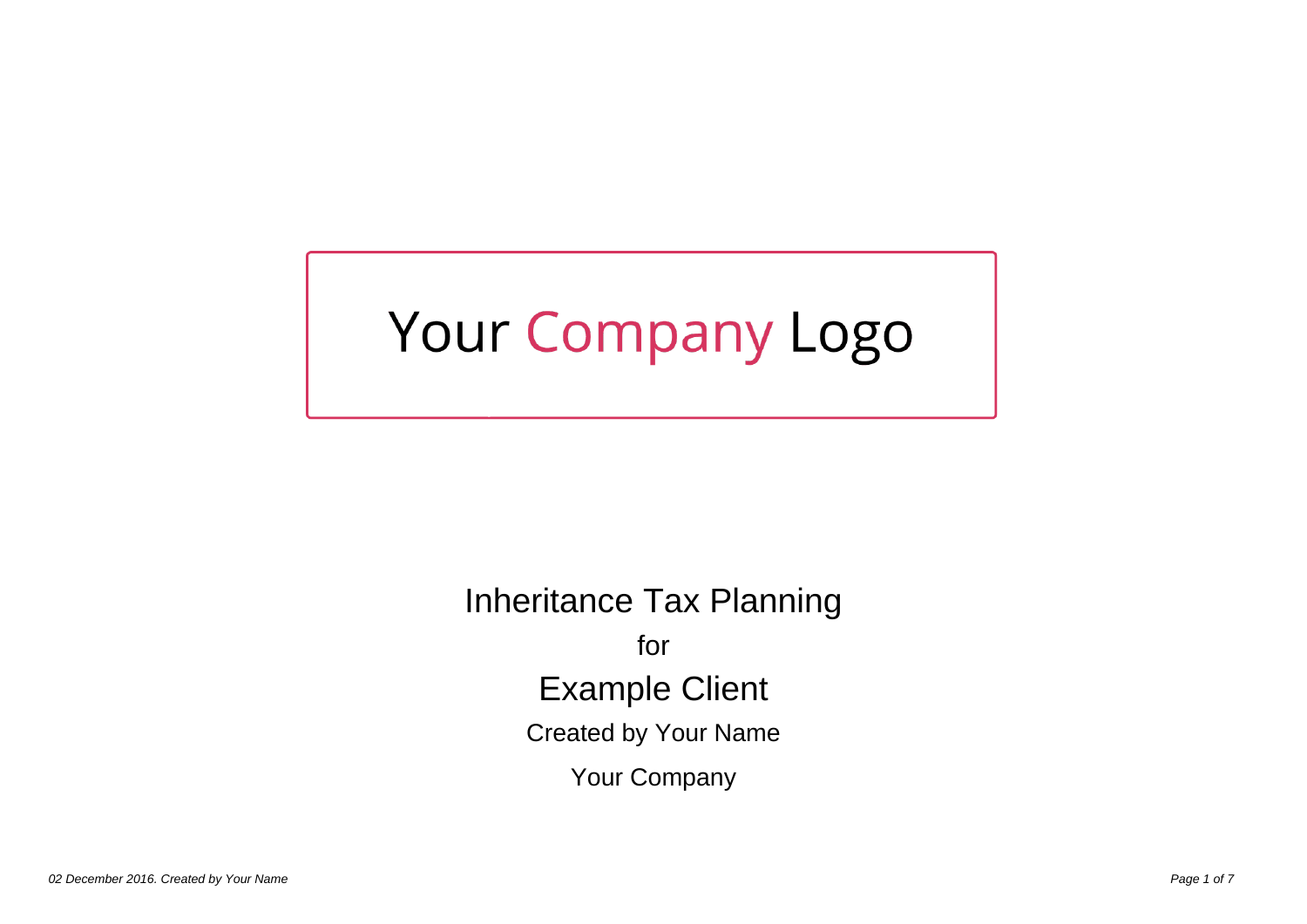Your Company Logo

# Inheritance Tax Planning

for

## Example Client

Created by Your Name

Your Company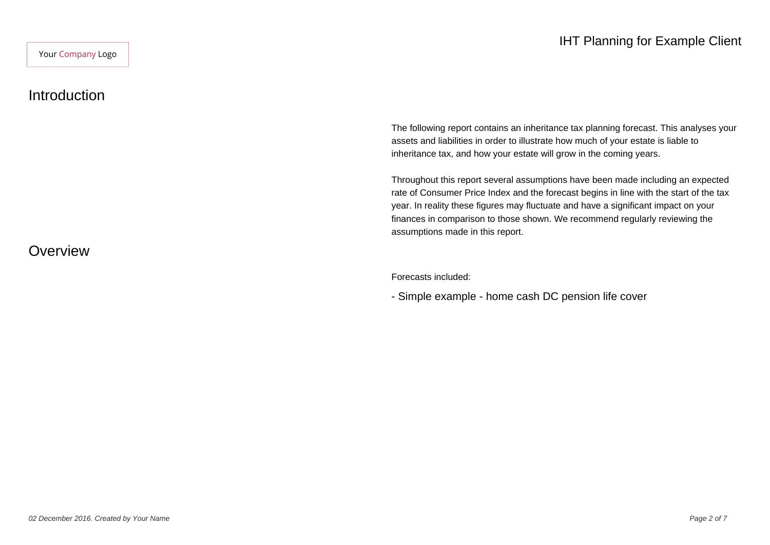## Introduction

The following report contains an inheritance tax planning forecast. This analyses your assets and liabilities in order to illustrate how much of your estate is liable to inheritance tax, and how your estate will grow in the coming years.

Throughout this report several assumptions have been made including an expected rate of Consumer Price Index and the forecast begins in line with the start of the tax year. In reality these figures may fluctuate and have a significant impact on your finances in comparison to those shown. We recommend regularly reviewing the assumptions made in this report.

## Overview

Forecasts included:

- Simple example - home cash DC pension life cover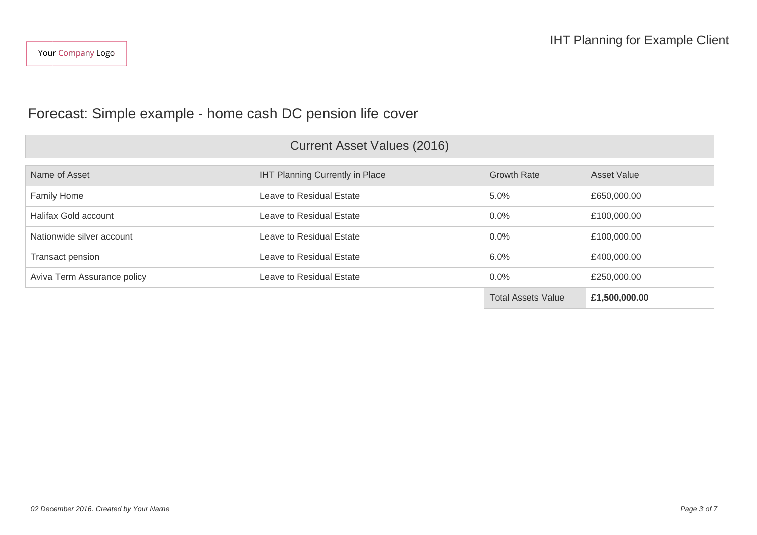# Forecast: Simple example - home cash DC pension life cover

## Current Asset Values (2016)

| Name of Asset | IHT Planning Currently in Place | Growth Rate | Asset Value |
|---|---|---|---|
| Family Home | Leave to Residual Estate | 5.0% | £650,000.00 |
| Halifax Gold account | Leave to Residual Estate | 0.0% | £100,000.00 |
| Nationwide silver account | Leave to Residual Estate | 0.0% | £100,000.00 |
| Transact pension | Leave to Residual Estate | 6.0% | £400,000.00 |
| Aviva Term Assurance policy | Leave to Residual Estate | 0.0% | £250,000.00 |
| | | Total Assets Value | **£1,500,000.00** |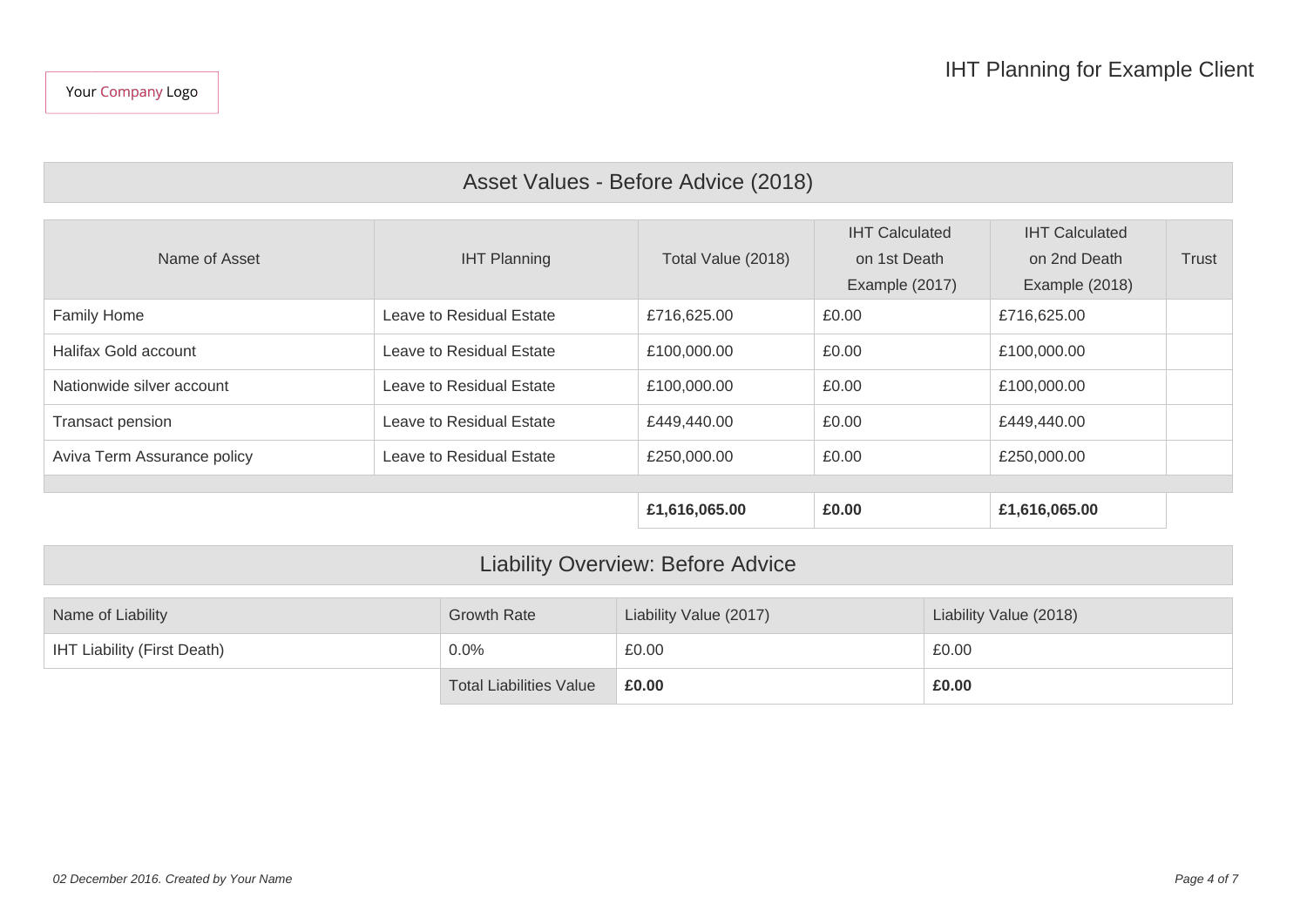Your Company Logo

# IHT Planning for Example Client

## Asset Values - Before Advice (2018)

| Name of Asset | IHT Planning | Total Value (2018) | IHT Calculated on 1st Death Example (2017) | IHT Calculated on 2nd Death Example (2018) | Trust |
|---|---|---|---|---|---|
| Family Home | Leave to Residual Estate | £716,625.00 | £0.00 | £716,625.00 | |
| Halifax Gold account | Leave to Residual Estate | £100,000.00 | £0.00 | £100,000.00 | |
| Nationwide silver account | Leave to Residual Estate | £100,000.00 | £0.00 | £100,000.00 | |
| Transact pension | Leave to Residual Estate | £449,440.00 | £0.00 | £449,440.00 | |
| Aviva Term Assurance policy | Leave to Residual Estate | £250,000.00 | £0.00 | £250,000.00 | |
| | | **£1,616,065.00** | **£0.00** | **£1,616,065.00** | |

## Liability Overview: Before Advice

| Name of Liability | Growth Rate | Liability Value (2017) | Liability Value (2018) |
|---|---|---|---|
| IHT Liability (First Death) | 0.0% | £0.00 | £0.00 |
| | Total Liabilities Value | **£0.00** | **£0.00** |

*02 December 2016. Created by Your Name*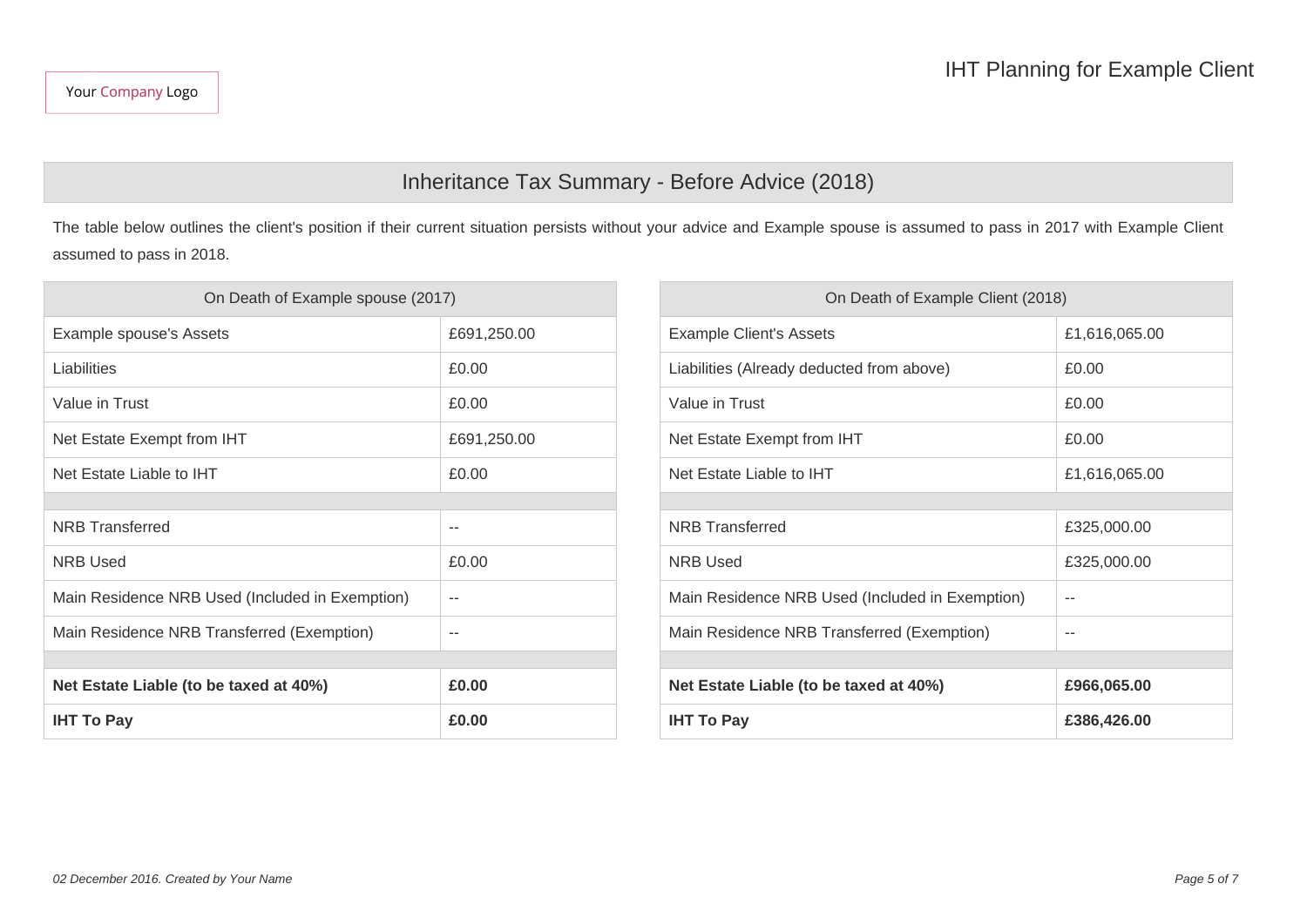Your Company Logo

# IHT Planning for Example Client

## Inheritance Tax Summary - Before Advice (2018)

The table below outlines the client's position if their current situation persists without your advice and Example spouse is assumed to pass in 2017 with Example Client assumed to pass in 2018.

| On Death of Example spouse (2017) | |
|---|---|
| Example spouse's Assets | £691,250.00 |
| Liabilities | £0.00 |
| Value in Trust | £0.00 |
| Net Estate Exempt from IHT | £691,250.00 |
| Net Estate Liable to IHT | £0.00 |
| | |
| NRB Transferred | -- |
| NRB Used | £0.00 |
| Main Residence NRB Used (Included in Exemption) | -- |
| Main Residence NRB Transferred (Exemption) | -- |
| | |
| **Net Estate Liable (to be taxed at 40%)** | **£0.00** |
| **IHT To Pay** | **£0.00** |

| On Death of Example Client (2018) | |
|---|---|
| Example Client's Assets | £1,616,065.00 |
| Liabilities (Already deducted from above) | £0.00 |
| Value in Trust | £0.00 |
| Net Estate Exempt from IHT | £0.00 |
| Net Estate Liable to IHT | £1,616,065.00 |
| | |
| NRB Transferred | £325,000.00 |
| NRB Used | £325,000.00 |
| Main Residence NRB Used (Included in Exemption) | -- |
| Main Residence NRB Transferred (Exemption) | -- |
| | |
| **Net Estate Liable (to be taxed at 40%)** | **£966,065.00** |
| **IHT To Pay** | **£386,426.00** |

*02 December 2016. Created by Your Name*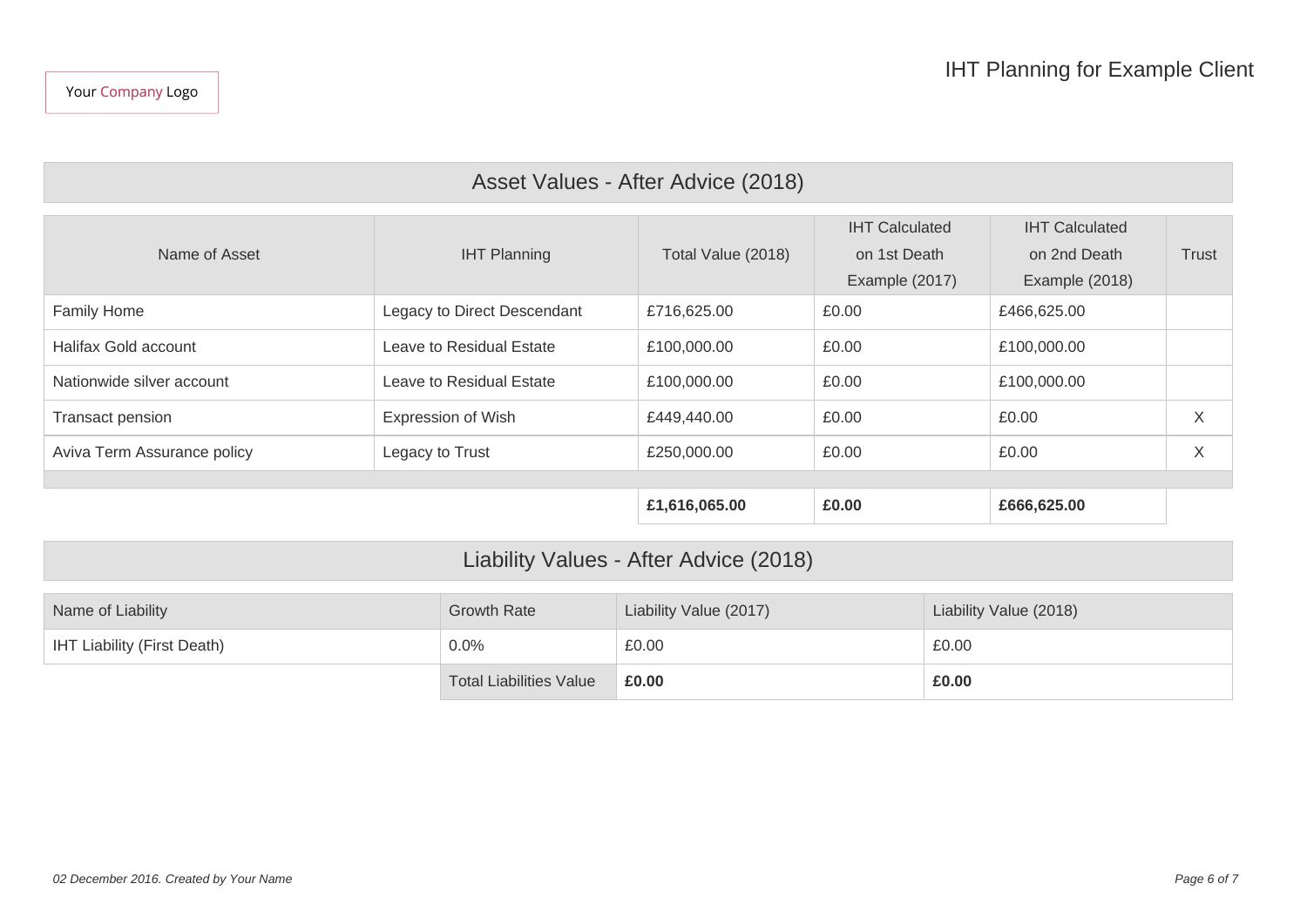Your Company Logo

# IHT Planning for Example Client

## Asset Values - After Advice (2018)

| Name of Asset | IHT Planning | Total Value (2018) | IHT Calculated on 1st Death Example (2017) | IHT Calculated on 2nd Death Example (2018) | Trust |
|---|---|---|---|---|---|
| Family Home | Legacy to Direct Descendant | £716,625.00 | £0.00 | £466,625.00 | |
| Halifax Gold account | Leave to Residual Estate | £100,000.00 | £0.00 | £100,000.00 | |
| Nationwide silver account | Leave to Residual Estate | £100,000.00 | £0.00 | £100,000.00 | |
| Transact pension | Expression of Wish | £449,440.00 | £0.00 | £0.00 | X |
| Aviva Term Assurance policy | Legacy to Trust | £250,000.00 | £0.00 | £0.00 | X |
| | | **£1,616,065.00** | **£0.00** | **£666,625.00** | |

## Liability Values - After Advice (2018)

| Name of Liability | Growth Rate | Liability Value (2017) | Liability Value (2018) |
|---|---|---|---|
| IHT Liability (First Death) | 0.0% | £0.00 | £0.00 |
| | Total Liabilities Value | **£0.00** | **£0.00** |

*02 December 2016. Created by Your Name*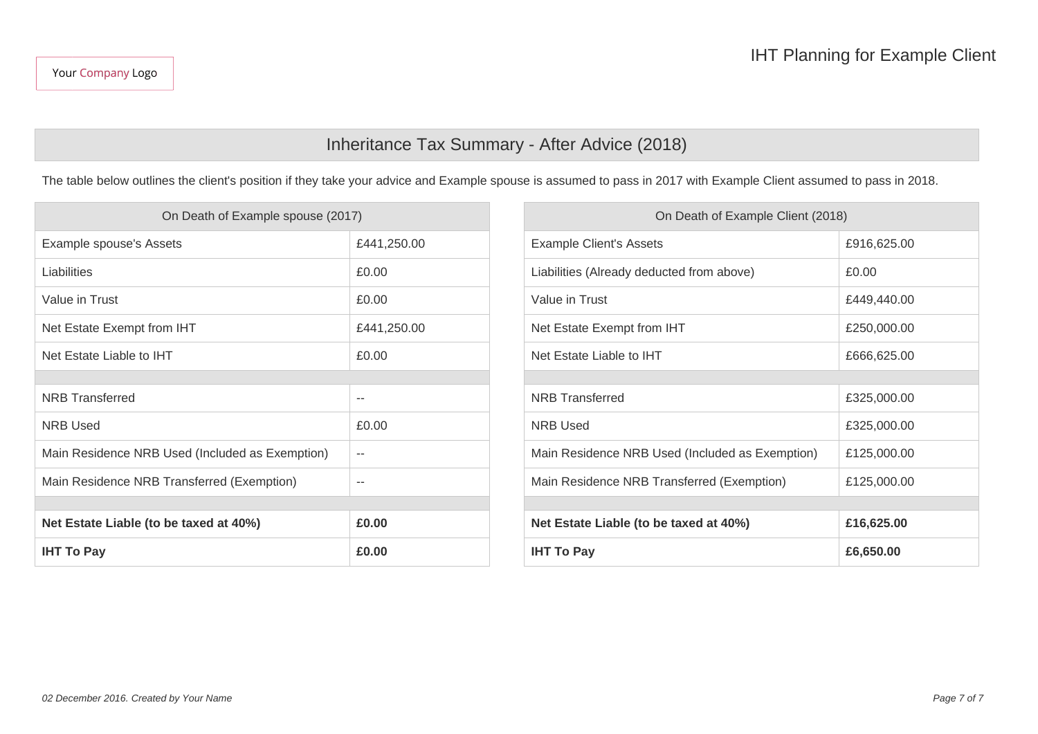## Inheritance Tax Summary - After Advice (2018)

The table below outlines the client's position if they take your advice and Example spouse is assumed to pass in 2017 with Example Client assumed to pass in 2018.

| On Death of Example spouse (2017) | |
|---|---|
| Example spouse's Assets | £441,250.00 |
| Liabilities | £0.00 |
| Value in Trust | £0.00 |
| Net Estate Exempt from IHT | £441,250.00 |
| Net Estate Liable to IHT | £0.00 |
| | |
| NRB Transferred | -- |
| NRB Used | £0.00 |
| Main Residence NRB Used (Included as Exemption) | -- |
| Main Residence NRB Transferred (Exemption) | -- |
| | |
| **Net Estate Liable (to be taxed at 40%)** | **£0.00** |
| **IHT To Pay** | **£0.00** |

| On Death of Example Client (2018) | |
|---|---|
| Example Client's Assets | £916,625.00 |
| Liabilities (Already deducted from above) | £0.00 |
| Value in Trust | £449,440.00 |
| Net Estate Exempt from IHT | £250,000.00 |
| Net Estate Liable to IHT | £666,625.00 |
| | |
| NRB Transferred | £325,000.00 |
| NRB Used | £325,000.00 |
| Main Residence NRB Used (Included as Exemption) | £125,000.00 |
| Main Residence NRB Transferred (Exemption) | £125,000.00 |
| | |
| **Net Estate Liable (to be taxed at 40%)** | **£16,625.00** |
| **IHT To Pay** | **£6,650.00** |

*02 December 2016. Created by Your Name*